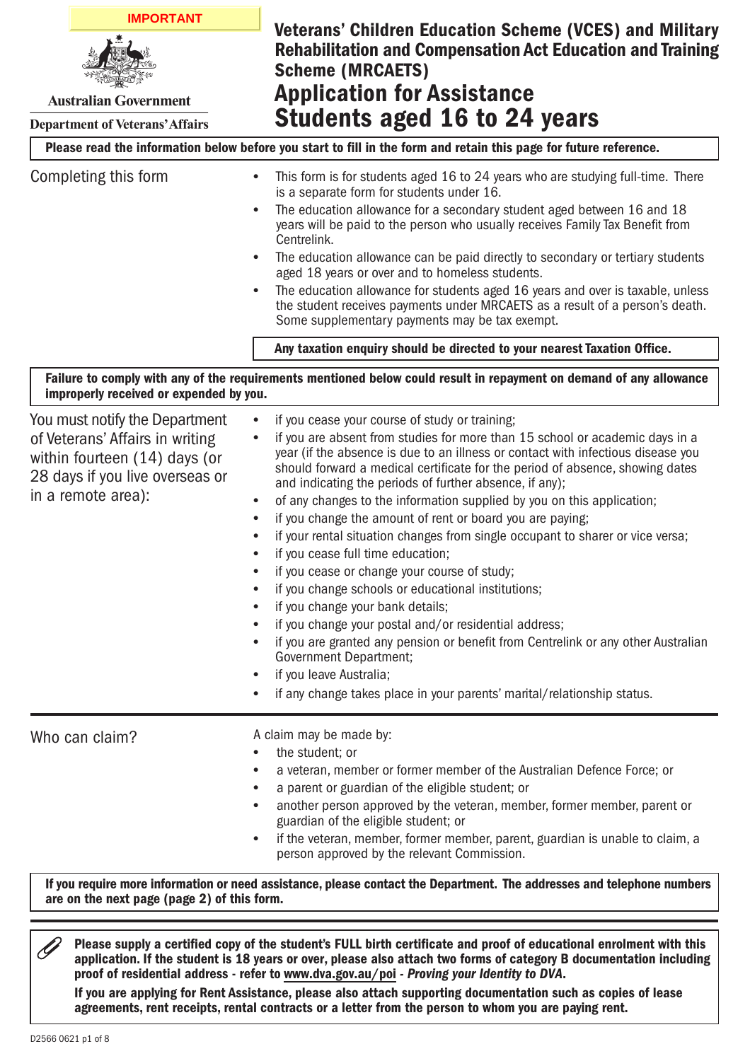**IMPORTANT**

Australian Government

Department of Veterans' Affairs

# Veterans' Children Education Scheme (VCES) and Military Rehabilitation and Compensation Act Education and Training Scheme (MRCAETS)

# Application for Assistance Students aged 16 to 24 years

**Please read the information below before you start to fill in the form and retain this page for future reference.**

## Completing this form

- This form is for students aged 16 to 24 years who are studying full-time. There is a separate form for students under 16.
- The education allowance for a secondary student aged between 16 and 18 years will be paid to the person who usually receives Family Tax Benefit from Centrelink.
- The education allowance can be paid directly to secondary or tertiary students aged 18 years or over and to homeless students.
- The education allowance for students aged 16 years and over is taxable, unless the student receives payments under MRCAETS as a result of a person's death. Some supplementary payments may be tax exempt.

**Any taxation enquiry should be directed to your nearest Taxation Office.**

**Failure to comply with any of the requirements mentioned below could result in repayment on demand of any allowance improperly received or expended by you.**

## You must notify the Department of Veterans' Affairs in writing within fourteen (14) days (or 28 days if you live overseas or in a remote area):

- if you cease your course of study or training;
- if you are absent from studies for more than 15 school or academic days in a year (if the absence is due to an illness or contact with infectious disease you should forward a medical certificate for the period of absence, showing dates and indicating the periods of further absence, if any);
- of any changes to the information supplied by you on this application;
- if you change the amount of rent or board you are paying;
- if your rental situation changes from single occupant to sharer or vice versa;
- if you cease full time education;
- if you cease or change your course of study;
- if you change schools or educational institutions;
- if you change your bank details;
- if you change your postal and/or residential address;
- if you are granted any pension or benefit from Centrelink or any other Australian Government Department;
- if you leave Australia;
- if any change takes place in your parents' marital/relationship status.

## Who can claim?

A claim may be made by:

- the student; or
- a veteran, member or former member of the Australian Defence Force; or
- a parent or guardian of the eligible student; or
- another person approved by the veteran, member, former member, parent or guardian of the eligible student; or
- if the veteran, member, former member, parent, guardian is unable to claim, a person approved by the relevant Commission.

**If you require more information or need assistance, please contact the Department. The addresses and telephone numbers are on the next page (page 2) of this form.**

**Please supply a certified copy of the student's FULL birth certificate and proof of educational enrolment with this application. If the student is 18 years or over, please also attach two forms of category B documentation including proof of residential address - refer to www.dva.gov.au/poi - *Proving your Identity to DVA*.**

**If you are applying for Rent Assistance, please also attach supporting documentation such as copies of lease agreements, rent receipts, rental contracts or a letter from the person to whom you are paying rent.**

D2566 0621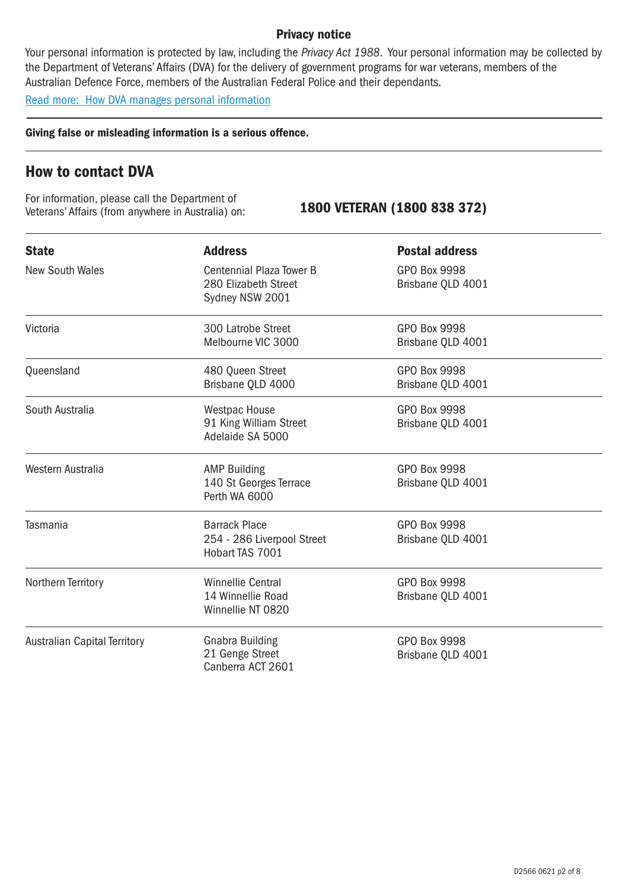**Privacy notice**

Your personal information is protected by law, including the *Privacy Act 1988*. Your personal information may be collected by the Department of Veterans' Affairs (DVA) for the delivery of government programs for war veterans, members of the Australian Defence Force, members of the Australian Federal Police and their dependants.

[Read more: How DVA manages personal information]

---

**Giving false or misleading information is a serious offence.**

---

## How to contact DVA

For information, please call the Department of Veterans' Affairs (from anywhere in Australia) on: **1800 VETERAN (1800 838 372)**

| State | Address | Postal address |
|---|---|---|
| New South Wales | Centennial Plaza Tower B<br>280 Elizabeth Street<br>Sydney NSW 2001 | GPO Box 9998<br>Brisbane QLD 4001 |
| Victoria | 300 Latrobe Street<br>Melbourne VIC 3000 | GPO Box 9998<br>Brisbane QLD 4001 |
| Queensland | 480 Queen Street<br>Brisbane QLD 4000 | GPO Box 9998<br>Brisbane QLD 4001 |
| South Australia | Westpac House<br>91 King William Street<br>Adelaide SA 5000 | GPO Box 9998<br>Brisbane QLD 4001 |
| Western Australia | AMP Building<br>140 St Georges Terrace<br>Perth WA 6000 | GPO Box 9998<br>Brisbane QLD 4001 |
| Tasmania | Barrack Place<br>254 - 286 Liverpool Street<br>Hobart TAS 7001 | GPO Box 9998<br>Brisbane QLD 4001 |
| Northern Territory | Winnellie Central<br>14 Winnellie Road<br>Winnellie NT 0820 | GPO Box 9998<br>Brisbane QLD 4001 |
| Australian Capital Territory | Gnabra Building<br>21 Genge Street<br>Canberra ACT 2601 | GPO Box 9998<br>Brisbane QLD 4001 |

D2566 0621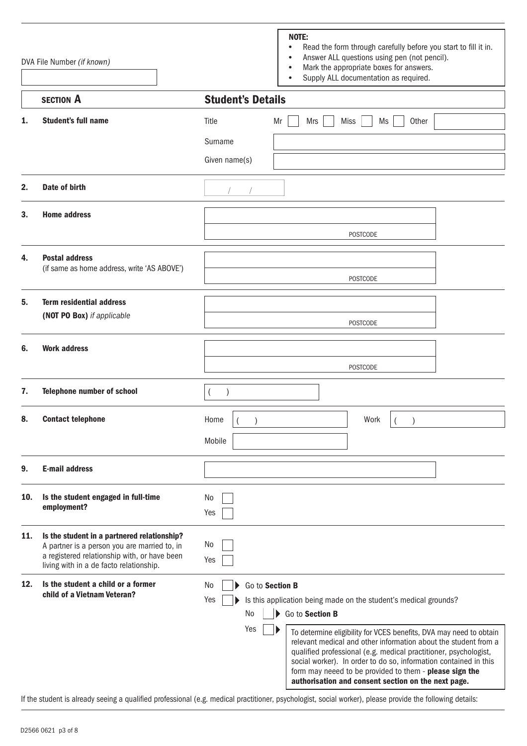DVA File Number *(if known)*

**NOTE:**
- Read the form through carefully before you start to fill it in.
- Answer ALL questions using pen (not pencil).
- Mark the appropriate boxes for answers.
- Supply ALL documentation as required.

## SECTION A — Student's Details

**1. Student's full name**

Title: Mr ☐ Mrs ☐ Miss ☐ Ms ☐ Other ________

Surname ________

Given name(s) ________

**2. Date of birth**

/ /

**3. Home address**

________

POSTCODE

**4. Postal address**
(if same as home address, write 'AS ABOVE')

________

POSTCODE

**5. Term residential address**
**(NOT PO Box)** *if applicable*

________

POSTCODE

**6. Work address**

________

POSTCODE

**7. Telephone number of school**

( )

**8. Contact telephone**

Home ( ) Work ( )

Mobile ________

**9. E-mail address**

________

**10. Is the student engaged in full-time employment?**

No ☐
Yes ☐

**11. Is the student in a partnered relationship?**
A partner is a person you are married to, in a registered relationship with, or have been living with in a de facto relationship.

No ☐
Yes ☐

**12. Is the student a child or a former child of a Vietnam Veteran?**

No ☐ ▶ Go to **Section B**

Yes ☐ ▶ Is this application being made on the student's medical grounds?

No ☐ ▶ Go to **Section B**

Yes ☐ ▶ To determine eligibility for VCES benefits, DVA may need to obtain relevant medical and other information about the student from a qualified professional (e.g. medical practitioner, psychologist, social worker). In order to do so, information contained in this form may neeed to be provided to them - **please sign the authorisation and consent section on the next page.**

If the student is already seeing a qualified professional (e.g. medical practitioner, psychologist, social worker), please provide the following details:

D2566 0621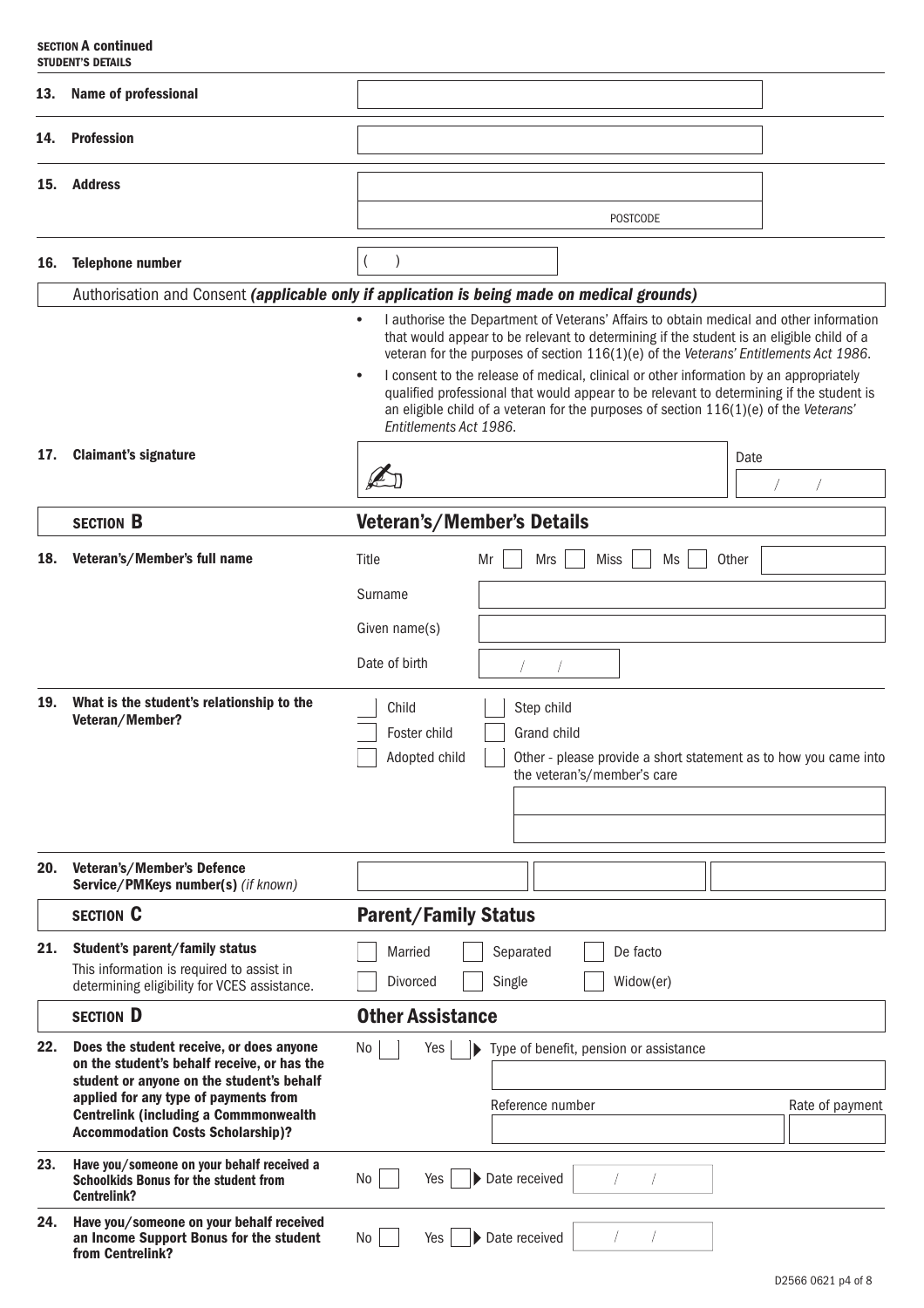**SECTION A continued**
**STUDENT'S DETAILS**

**13. Name of professional**

**14. Profession**

**15. Address**

POSTCODE

**16. Telephone number** ( )

Authorisation and Consent ***(applicable only if application is being made on medical grounds)***

- I authorise the Department of Veterans' Affairs to obtain medical and other information that would appear to be relevant to determining if the student is an eligible child of a veteran for the purposes of section 116(1)(e) of the *Veterans' Entitlements Act 1986*.
- I consent to the release of medical, clinical or other information by an appropriately qualified professional that would appear to be relevant to determining if the student is an eligible child of a veteran for the purposes of section 116(1)(e) of the *Veterans' Entitlements Act 1986*.

**17. Claimant's signature**

Date / /

## SECTION B Veteran's/Member's Details

**18. Veteran's/Member's full name**

Title Mr ☐ Mrs ☐ Miss ☐ Ms ☐ Other

Surname

Given name(s)

Date of birth / /

**19. What is the student's relationship to the Veteran/Member?**

☐ Child ☐ Step child
☐ Foster child ☐ Grand child
☐ Adopted child ☐ Other - please provide a short statement as to how you came into the veteran's/member's care

**20. Veteran's/Member's Defence Service/PMKeys number(s)** *(if known)*

## SECTION C Parent/Family Status

**21. Student's parent/family status**
This information is required to assist in determining eligibility for VCES assistance.

☐ Married ☐ Separated ☐ De facto
☐ Divorced ☐ Single ☐ Widow(er)

## SECTION D Other Assistance

**22. Does the student receive, or does anyone on the student's behalf receive, or has the student or anyone on the student's behalf applied for any type of payments from Centrelink (including a Commmonwealth Accommodation Costs Scholarship)?**

No ☐ Yes ☐ ▶ Type of benefit, pension or assistance

Reference number

Rate of payment

**23. Have you/someone on your behalf received a Schoolkids Bonus for the student from Centrelink?**

No ☐ Yes ☐ ▶ Date received / /

**24. Have you/someone on your behalf received an Income Support Bonus for the student from Centrelink?**

No ☐ Yes ☐ ▶ Date received / /

D2566 0621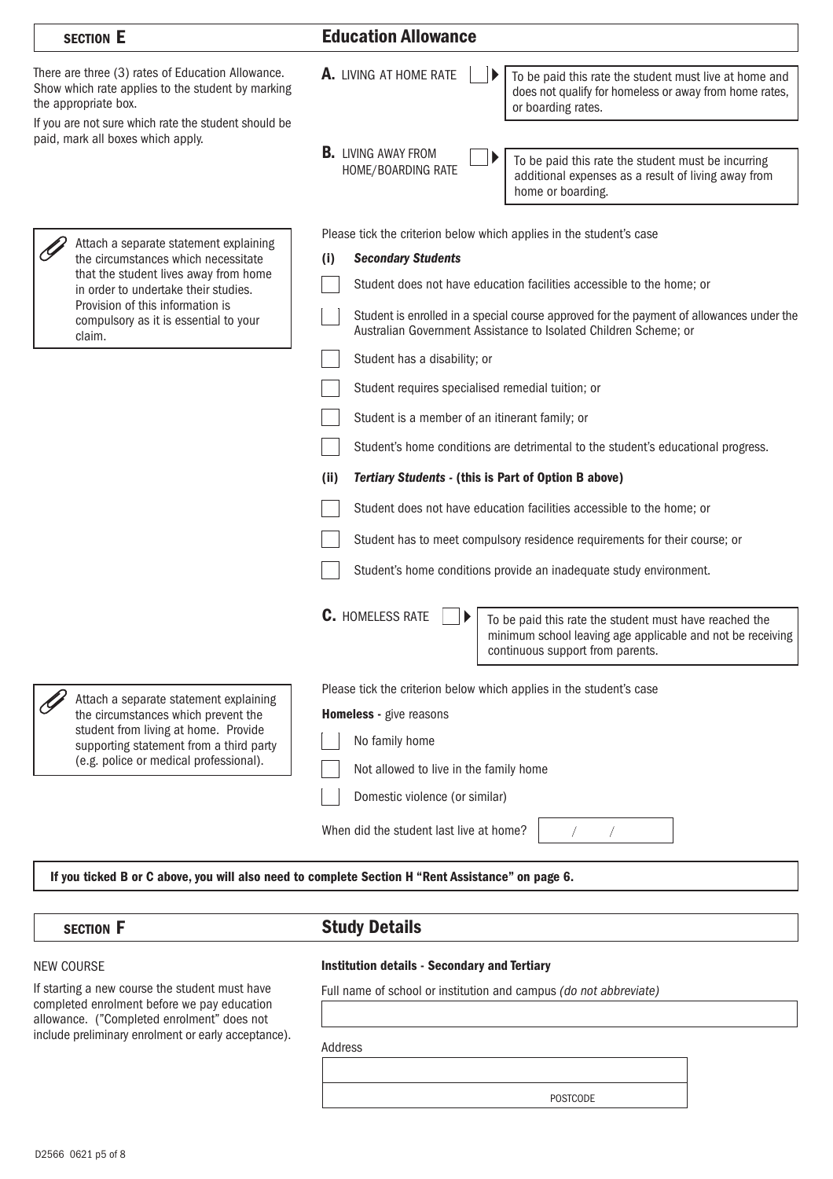## SECTION E — Education Allowance

There are three (3) rates of Education Allowance. Show which rate applies to the student by marking the appropriate box.

If you are not sure which rate the student should be paid, mark all boxes which apply.

**A.** LIVING AT HOME RATE ☐ ▶ To be paid this rate the student must live at home and does not qualify for homeless or away from home rates, or boarding rates.

**B.** LIVING AWAY FROM HOME/BOARDING RATE ☐ ▶ To be paid this rate the student must be incurring additional expenses as a result of living away from home or boarding.

> Attach a separate statement explaining the circumstances which necessitate that the student lives away from home in order to undertake their studies. Provision of this information is compulsory as it is essential to your claim.

Please tick the criterion below which applies in the student's case

**(i)** ***Secondary Students***

- ☐ Student does not have education facilities accessible to the home; or
- ☐ Student is enrolled in a special course approved for the payment of allowances under the Australian Government Assistance to Isolated Children Scheme; or
- ☐ Student has a disability; or
- ☐ Student requires specialised remedial tuition; or
- ☐ Student is a member of an itinerant family; or
- ☐ Student's home conditions are detrimental to the student's educational progress.

**(ii)** ***Tertiary Students*** **- (this is Part of Option B above)**

- ☐ Student does not have education facilities accessible to the home; or
- ☐ Student has to meet compulsory residence requirements for their course; or
- ☐ Student's home conditions provide an inadequate study environment.

**C.** HOMELESS RATE ☐ ▶ To be paid this rate the student must have reached the minimum school leaving age applicable and not be receiving continuous support from parents.

> Attach a separate statement explaining the circumstances which prevent the student from living at home. Provide supporting statement from a third party (e.g. police or medical professional).

Please tick the criterion below which applies in the student's case

**Homeless -** give reasons

- ☐ No family home
- ☐ Not allowed to live in the family home
- ☐ Domestic violence (or similar)

When did the student last live at home? ____ / ____ / ____

**If you ticked B or C above, you will also need to complete Section H "Rent Assistance" on page 6.**

## SECTION F — Study Details

NEW COURSE

If starting a new course the student must have completed enrolment before we pay education allowance. ("Completed enrolment" does not include preliminary enrolment or early acceptance).

**Institution details - Secondary and Tertiary**

Full name of school or institution and campus *(do not abbreviate)*

______________________________

Address

______________________________

______________________________ POSTCODE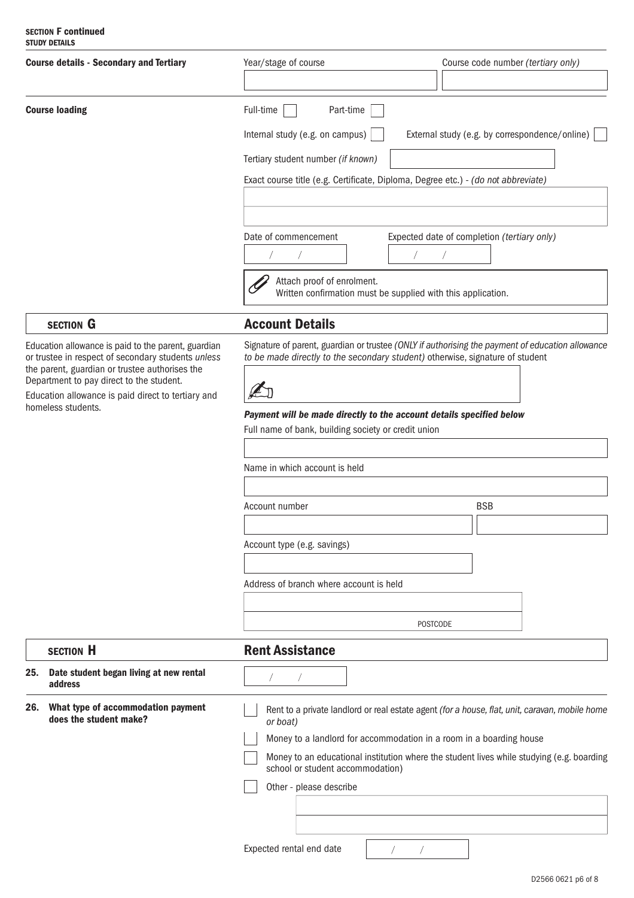**SECTION F continued**
**STUDY DETAILS**

**Course details - Secondary and Tertiary**

Year/stage of course

Course code number *(tertiary only)*

**Course loading**

Full-time ☐ Part-time ☐

Internal study (e.g. on campus) ☐ External study (e.g. by correspondence/online) ☐

Tertiary student number *(if known)*

Exact course title (e.g. Certificate, Diploma, Degree etc.) - *(do not abbreviate)*

Date of commencement / /

Expected date of completion *(tertiary only)* / /

Attach proof of enrolment.
Written confirmation must be supplied with this application.

## SECTION G — Account Details

Education allowance is paid to the parent, guardian or trustee in respect of secondary students *unless* the parent, guardian or trustee authorises the Department to pay direct to the student.

Education allowance is paid direct to tertiary and homeless students.

Signature of parent, guardian or trustee *(ONLY if authorising the payment of education allowance to be made directly to the secondary student)* otherwise, signature of student

***Payment will be made directly to the account details specified below***

Full name of bank, building society or credit union

Name in which account is held

Account number

BSB

Account type (e.g. savings)

Address of branch where account is held

POSTCODE

## SECTION H — Rent Assistance

**25. Date student began living at new rental address**

/ /

**26. What type of accommodation payment does the student make?**

☐ Rent to a private landlord or real estate agent *(for a house, flat, unit, caravan, mobile home or boat)*

☐ Money to a landlord for accommodation in a room in a boarding house

☐ Money to an educational institution where the student lives while studying (e.g. boarding school or student accommodation)

☐ Other - please describe

Expected rental end date / /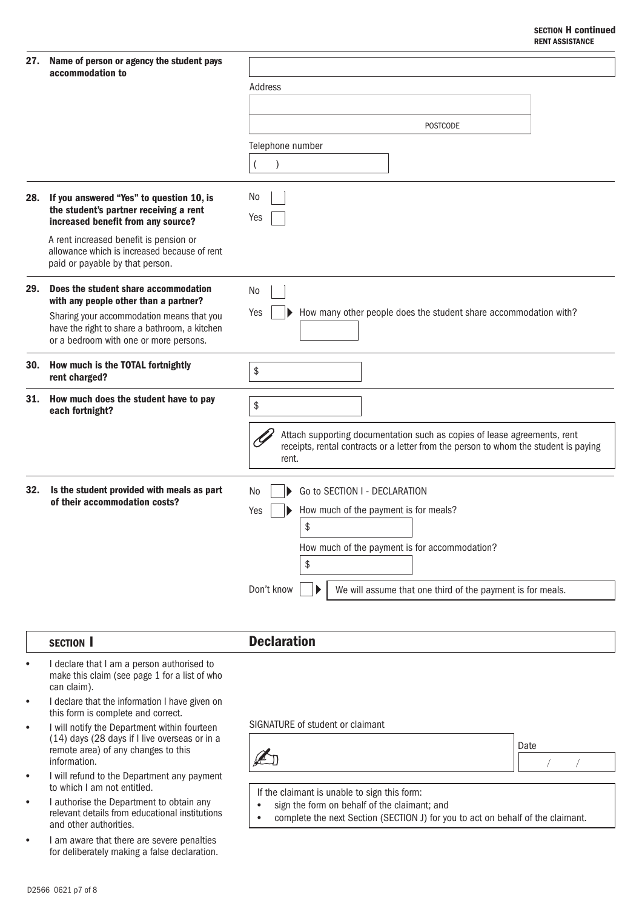**SECTION H continued**
**RENT ASSISTANCE**

**27. Name of person or agency the student pays accommodation to**

Address

POSTCODE

Telephone number

( )

**28. If you answered "Yes" to question 10, is the student's partner receiving a rent increased benefit from any source?**

A rent increased benefit is pension or allowance which is increased because of rent paid or payable by that person.

No

Yes

**29. Does the student share accommodation with any people other than a partner?**

Sharing your accommodation means that you have the right to share a bathroom, a kitchen or a bedroom with one or more persons.

No

Yes ▶ How many other people does the student share accommodation with?

**30. How much is the TOTAL fortnightly rent charged?**

$

**31. How much does the student have to pay each fortnight?**

$

Attach supporting documentation such as copies of lease agreements, rent receipts, rental contracts or a letter from the person to whom the student is paying rent.

**32. Is the student provided with meals as part of their accommodation costs?**

No ▶ Go to SECTION I - DECLARATION

Yes ▶ How much of the payment is for meals?

$

How much of the payment is for accommodation?

$

Don't know ▶ We will assume that one third of the payment is for meals.

## SECTION I — Declaration

- I declare that I am a person authorised to make this claim (see page 1 for a list of who can claim).
- I declare that the information I have given on this form is complete and correct.
- I will notify the Department within fourteen (14) days (28 days if I live overseas or in a remote area) of any changes to this information.
- I will refund to the Department any payment to which I am not entitled.
- I authorise the Department to obtain any relevant details from educational institutions and other authorities.
- I am aware that there are severe penalties for deliberately making a false declaration.

SIGNATURE of student or claimant

Date / /

If the claimant is unable to sign this form:

- sign the form on behalf of the claimant; and
- complete the next Section (SECTION J) for you to act on behalf of the claimant.

D2566 0621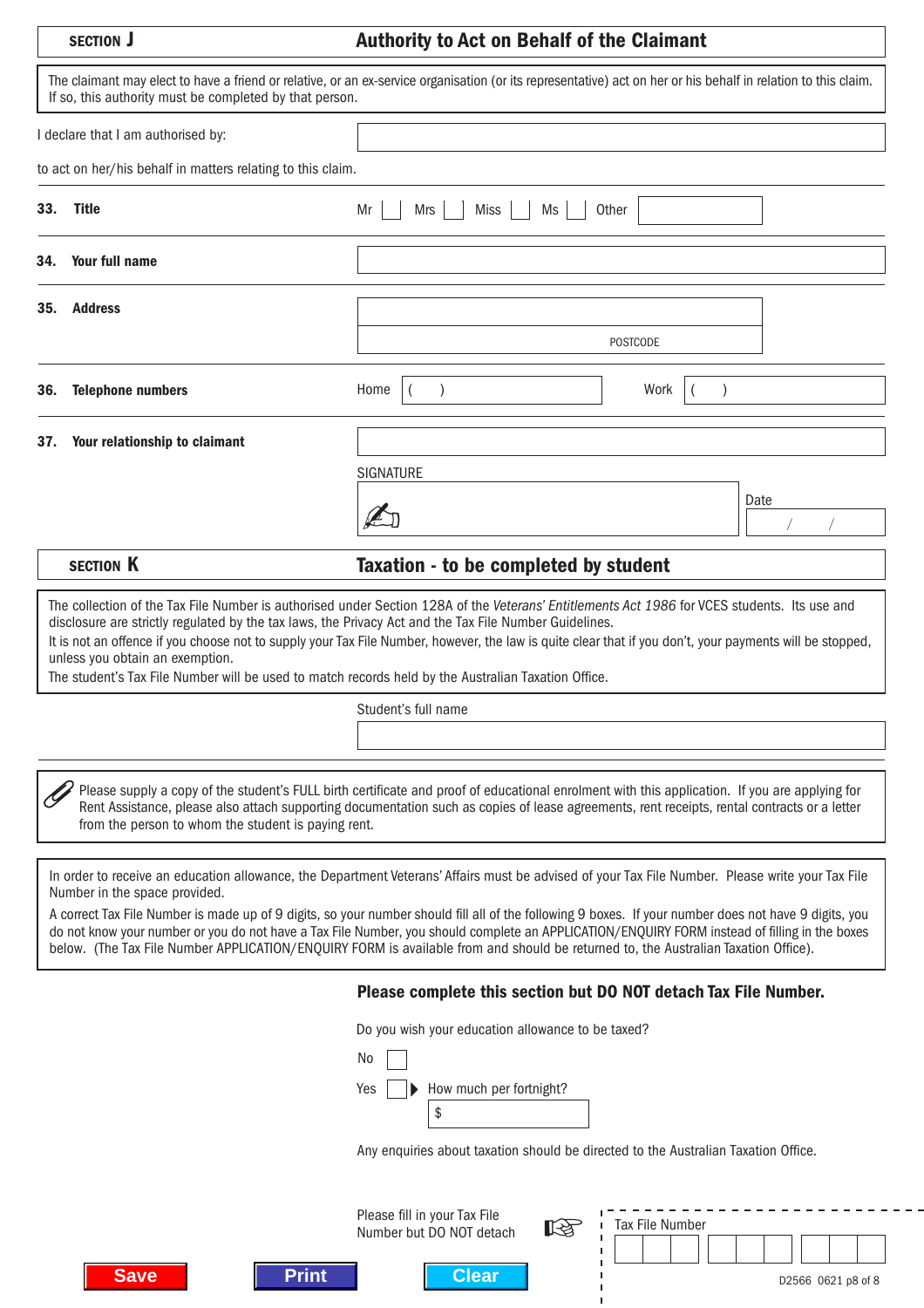## SECTION J — Authority to Act on Behalf of the Claimant

The claimant may elect to have a friend or relative, or an ex-service organisation (or its representative) act on her or his behalf in relation to this claim. If so, this authority must be completed by that person.

I declare that I am authorised by:

to act on her/his behalf in matters relating to this claim.

**33. Title** Mr ☐ Mrs ☐ Miss ☐ Ms ☐ Other

**34. Your full name**

**35. Address**

POSTCODE

**36. Telephone numbers** Home ( ) Work ( )

**37. Your relationship to claimant**

SIGNATURE

Date / /

## SECTION K — Taxation - to be completed by student

The collection of the Tax File Number is authorised under Section 128A of the *Veterans' Entitlements Act 1986* for VCES students. Its use and disclosure are strictly regulated by the tax laws, the Privacy Act and the Tax File Number Guidelines.

It is not an offence if you choose not to supply your Tax File Number, however, the law is quite clear that if you don't, your payments will be stopped, unless you obtain an exemption.

The student's Tax File Number will be used to match records held by the Australian Taxation Office.

Student's full name

Please supply a copy of the student's FULL birth certificate and proof of educational enrolment with this application. If you are applying for Rent Assistance, please also attach supporting documentation such as copies of lease agreements, rent receipts, rental contracts or a letter from the person to whom the student is paying rent.

In order to receive an education allowance, the Department Veterans' Affairs must be advised of your Tax File Number. Please write your Tax File Number in the space provided.

A correct Tax File Number is made up of 9 digits, so your number should fill all of the following 9 boxes. If your number does not have 9 digits, you do not know your number or you do not have a Tax File Number, you should complete an APPLICATION/ENQUIRY FORM instead of filling in the boxes below. (The Tax File Number APPLICATION/ENQUIRY FORM is available from and should be returned to, the Australian Taxation Office).

**Please complete this section but DO NOT detach Tax File Number.**

Do you wish your education allowance to be taxed?

No ☐

Yes ☐ ▶ How much per fortnight?

$

Any enquiries about taxation should be directed to the Australian Taxation Office.

Please fill in your Tax File Number but DO NOT detach

Tax File Number

Save Print Clear

D2566 0621